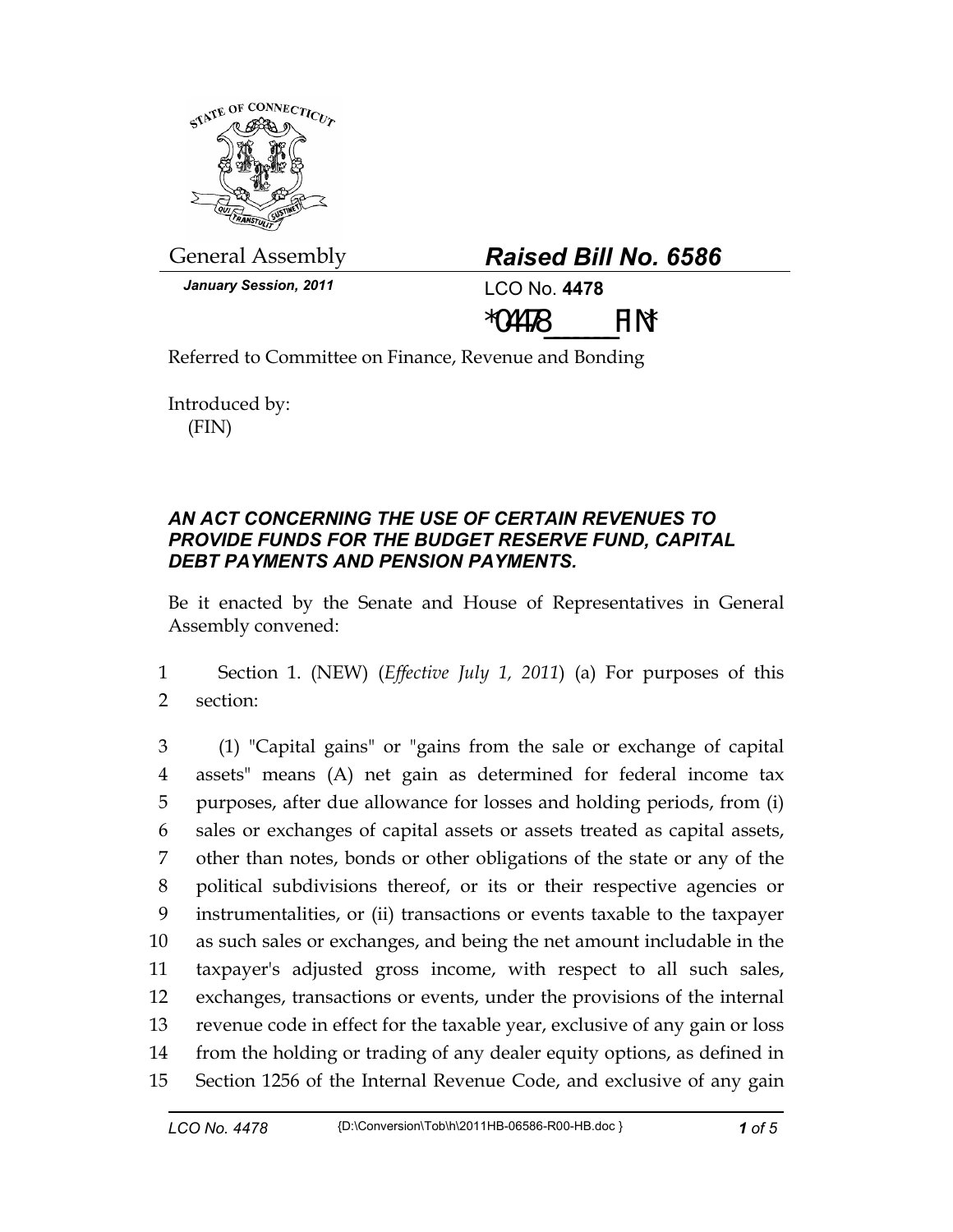General Assembly

*January Session, 2011*

## *Raised Bill No. 6586*

LCO No. **4478**

*04478_______FIN*

Referred to Committee on Finance, Revenue and Bonding

Introduced by:
(FIN)

### *AN ACT CONCERNING THE USE OF CERTAIN REVENUES TO PROVIDE FUNDS FOR THE BUDGET RESERVE FUND, CAPITAL DEBT PAYMENTS AND PENSION PAYMENTS.*

Be it enacted by the Senate and House of Representatives in General Assembly convened:

1 Section 1. (NEW) (*Effective July 1, 2011*) (a) For purposes of this
2 section:

3 (1) "Capital gains" or "gains from the sale or exchange of capital
4 assets" means (A) net gain as determined for federal income tax
5 purposes, after due allowance for losses and holding periods, from (i)
6 sales or exchanges of capital assets or assets treated as capital assets,
7 other than notes, bonds or other obligations of the state or any of the
8 political subdivisions thereof, or its or their respective agencies or
9 instrumentalities, or (ii) transactions or events taxable to the taxpayer
10 as such sales or exchanges, and being the net amount includable in the
11 taxpayer's adjusted gross income, with respect to all such sales,
12 exchanges, transactions or events, under the provisions of the internal
13 revenue code in effect for the taxable year, exclusive of any gain or loss
14 from the holding or trading of any dealer equity options, as defined in
15 Section 1256 of the Internal Revenue Code, and exclusive of any gain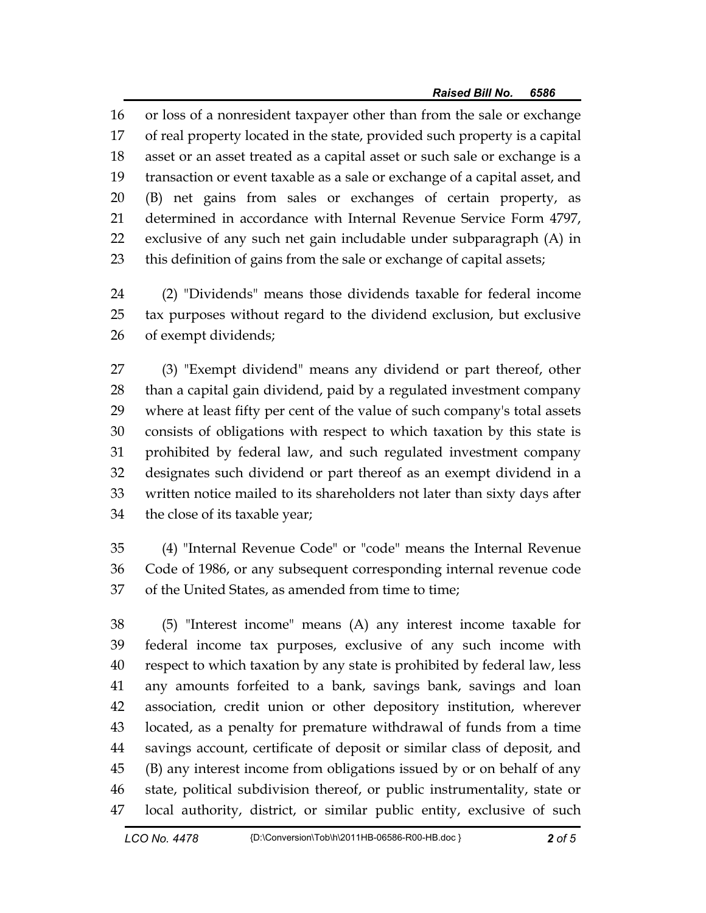or loss of a nonresident taxpayer other than from the sale or exchange of real property located in the state, provided such property is a capital asset or an asset treated as a capital asset or such sale or exchange is a transaction or event taxable as a sale or exchange of a capital asset, and (B) net gains from sales or exchanges of certain property, as determined in accordance with Internal Revenue Service Form 4797, exclusive of any such net gain includable under subparagraph (A) in this definition of gains from the sale or exchange of capital assets;

(2) "Dividends" means those dividends taxable for federal income tax purposes without regard to the dividend exclusion, but exclusive of exempt dividends;

(3) "Exempt dividend" means any dividend or part thereof, other than a capital gain dividend, paid by a regulated investment company where at least fifty per cent of the value of such company's total assets consists of obligations with respect to which taxation by this state is prohibited by federal law, and such regulated investment company designates such dividend or part thereof as an exempt dividend in a written notice mailed to its shareholders not later than sixty days after the close of its taxable year;

(4) "Internal Revenue Code" or "code" means the Internal Revenue Code of 1986, or any subsequent corresponding internal revenue code of the United States, as amended from time to time;

(5) "Interest income" means (A) any interest income taxable for federal income tax purposes, exclusive of any such income with respect to which taxation by any state is prohibited by federal law, less any amounts forfeited to a bank, savings bank, savings and loan association, credit union or other depository institution, wherever located, as a penalty for premature withdrawal of funds from a time savings account, certificate of deposit or similar class of deposit, and (B) any interest income from obligations issued by or on behalf of any state, political subdivision thereof, or public instrumentality, state or local authority, district, or similar public entity, exclusive of such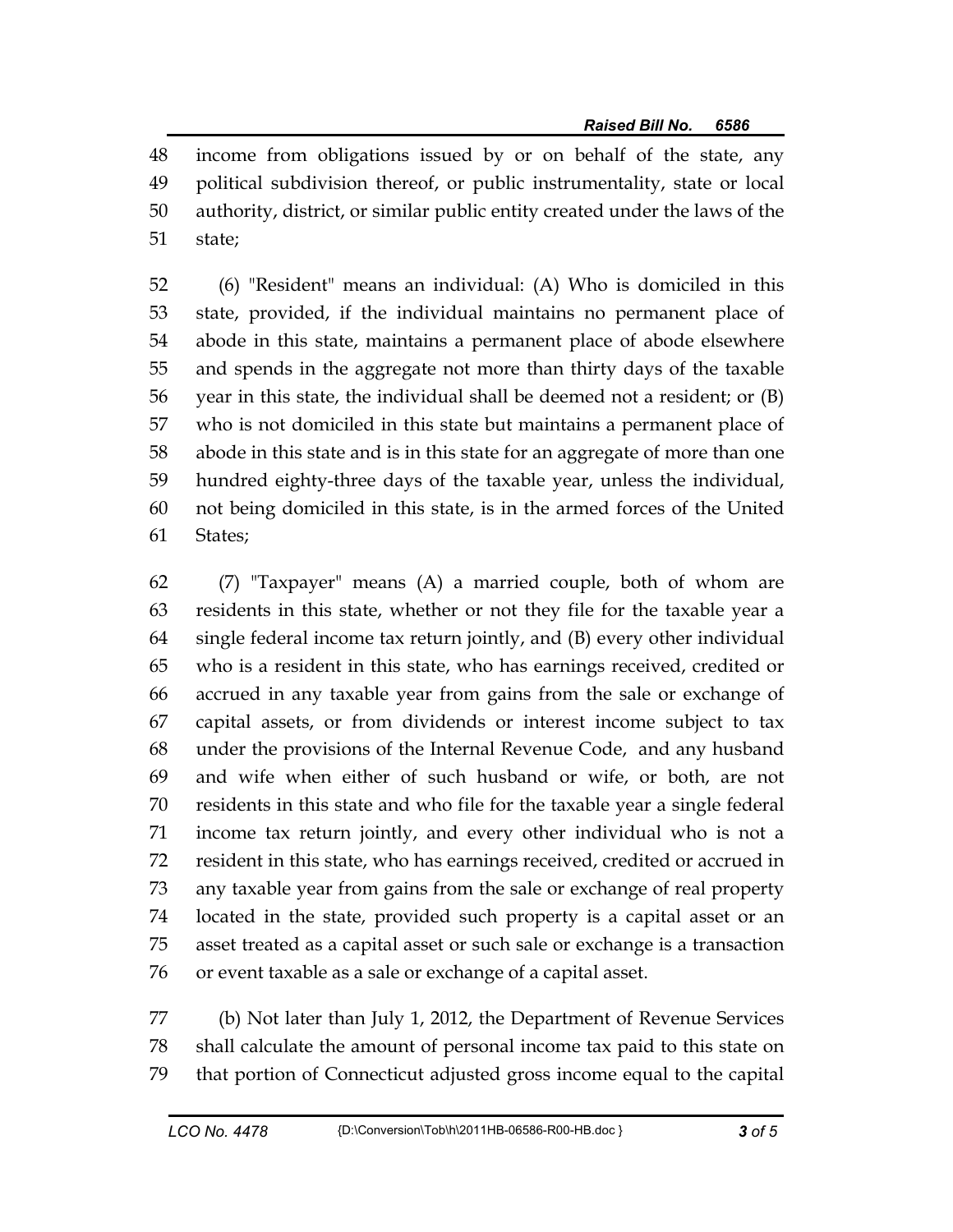income from obligations issued by or on behalf of the state, any political subdivision thereof, or public instrumentality, state or local authority, district, or similar public entity created under the laws of the state;

(6) "Resident" means an individual: (A) Who is domiciled in this state, provided, if the individual maintains no permanent place of abode in this state, maintains a permanent place of abode elsewhere and spends in the aggregate not more than thirty days of the taxable year in this state, the individual shall be deemed not a resident; or (B) who is not domiciled in this state but maintains a permanent place of abode in this state and is in this state for an aggregate of more than one hundred eighty-three days of the taxable year, unless the individual, not being domiciled in this state, is in the armed forces of the United States;

(7) "Taxpayer" means (A) a married couple, both of whom are residents in this state, whether or not they file for the taxable year a single federal income tax return jointly, and (B) every other individual who is a resident in this state, who has earnings received, credited or accrued in any taxable year from gains from the sale or exchange of capital assets, or from dividends or interest income subject to tax under the provisions of the Internal Revenue Code, and any husband and wife when either of such husband or wife, or both, are not residents in this state and who file for the taxable year a single federal income tax return jointly, and every other individual who is not a resident in this state, who has earnings received, credited or accrued in any taxable year from gains from the sale or exchange of real property located in the state, provided such property is a capital asset or an asset treated as a capital asset or such sale or exchange is a transaction or event taxable as a sale or exchange of a capital asset.

(b) Not later than July 1, 2012, the Department of Revenue Services shall calculate the amount of personal income tax paid to this state on that portion of Connecticut adjusted gross income equal to the capital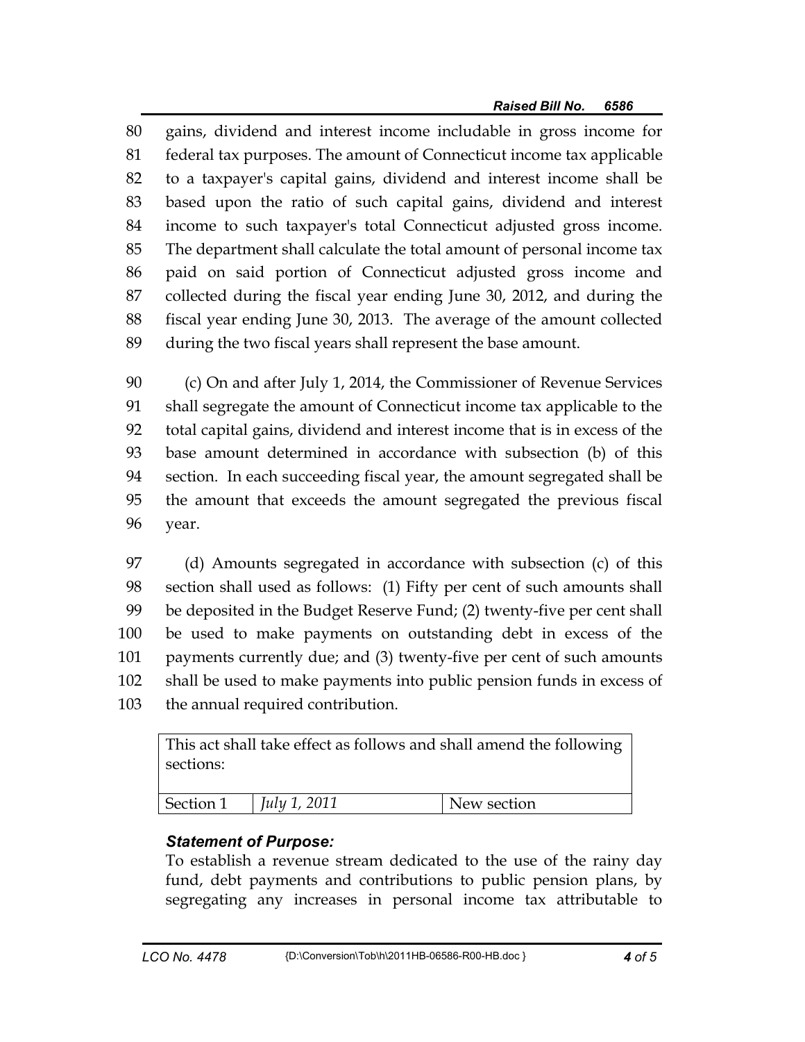gains, dividend and interest income includable in gross income for federal tax purposes. The amount of Connecticut income tax applicable to a taxpayer's capital gains, dividend and interest income shall be based upon the ratio of such capital gains, dividend and interest income to such taxpayer's total Connecticut adjusted gross income. The department shall calculate the total amount of personal income tax paid on said portion of Connecticut adjusted gross income and collected during the fiscal year ending June 30, 2012, and during the fiscal year ending June 30, 2013. The average of the amount collected during the two fiscal years shall represent the base amount.

(c) On and after July 1, 2014, the Commissioner of Revenue Services shall segregate the amount of Connecticut income tax applicable to the total capital gains, dividend and interest income that is in excess of the base amount determined in accordance with subsection (b) of this section. In each succeeding fiscal year, the amount segregated shall be the amount that exceeds the amount segregated the previous fiscal year.

(d) Amounts segregated in accordance with subsection (c) of this section shall used as follows: (1) Fifty per cent of such amounts shall be deposited in the Budget Reserve Fund; (2) twenty-five per cent shall be used to make payments on outstanding debt in excess of the payments currently due; and (3) twenty-five per cent of such amounts shall be used to make payments into public pension funds in excess of the annual required contribution.

| This act shall take effect as follows and shall amend the following sections: | | |
|---|---|---|
| Section 1 | *July 1, 2011* | New section |

***Statement of Purpose:***

To establish a revenue stream dedicated to the use of the rainy day fund, debt payments and contributions to public pension plans, by segregating any increases in personal income tax attributable to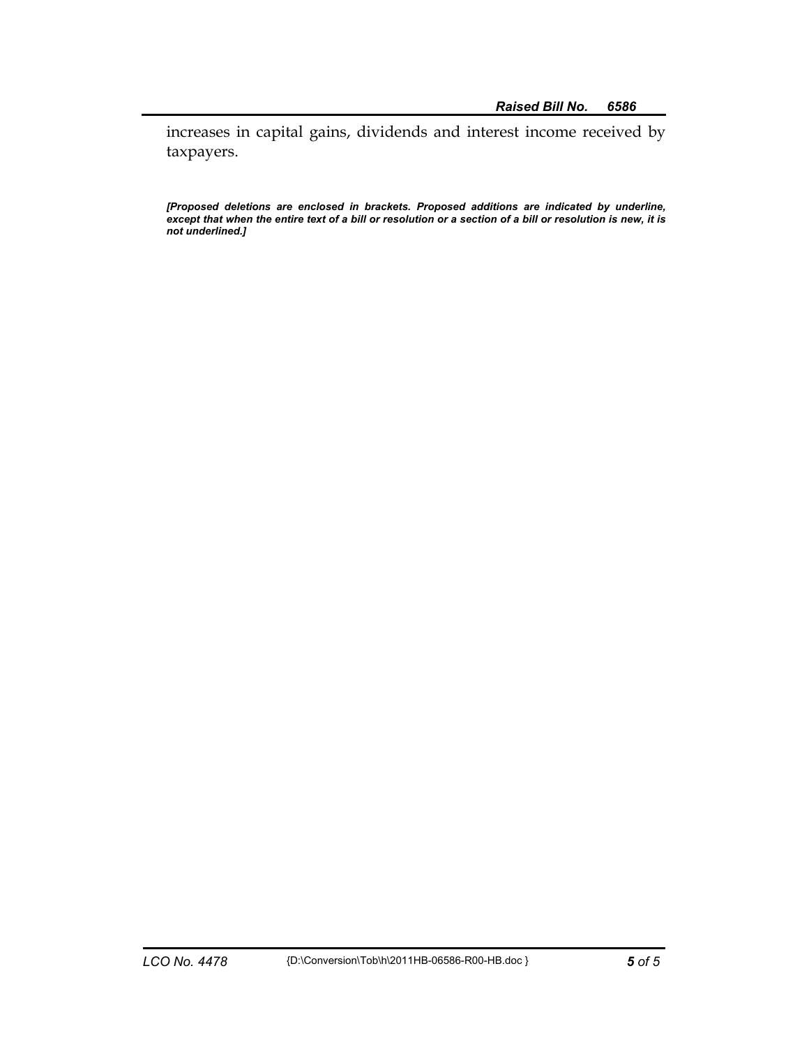increases in capital gains, dividends and interest income received by taxpayers.

***[Proposed deletions are enclosed in brackets. Proposed additions are indicated by underline, except that when the entire text of a bill or resolution or a section of a bill or resolution is new, it is not underlined.]***